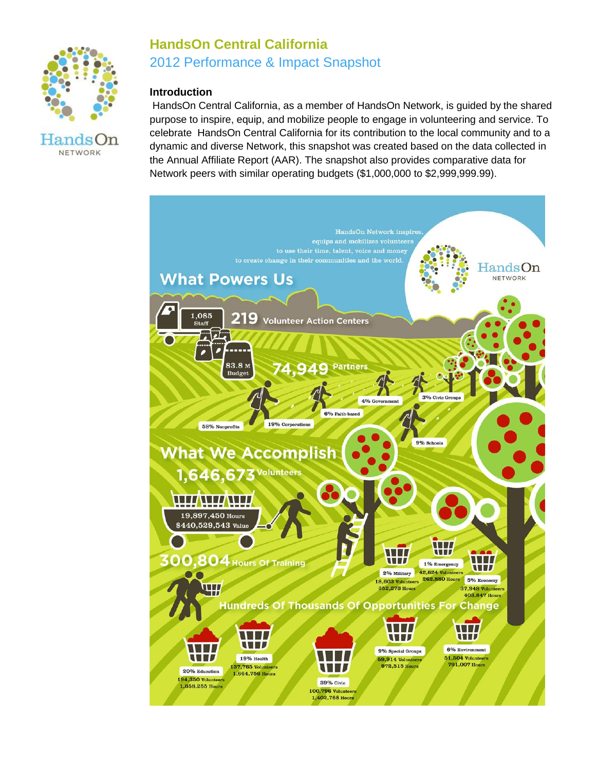# HandsOn Central California

## 2012 Performance & Impact Snapshot

### Introduction

HandsOn Central California, as a member of HandsOn Network, is guided by the shared purpose to inspire, equip, and mobilize people to engage in volunteering and service. To celebrate HandsOn Central California for its contribution to the local community and to a dynamic and diverse Network, this snapshot was created based on the data collected in the Annual Affiliate Report (AAR). The snapshot also provides comparative data for Network peers with similar operating budgets ($1,000,000 to $2,999,999.99).

HandsOn Network inspires, equips and mobilizes volunteers to use their time, talent, voice and money to create change in their communities and the world.

HandsOn NETWORK

## What Powers Us

- 1,085 Staff
- 219 Volunteer Action Centers
- 83.8 M Budget
- 74,949 Partners
  - 58% Nonprofits
  - 19% Corporations
  - 6% Faith-based
  - 4% Government
  - 3% Civic Groups
  - 9% Schools

## What We Accomplish

- 1,646,673 Volunteers
- 19,897,450 Hours
- $440,529,543 Value
- 300,804 Hours Of Training

## Hundreds Of Thousands Of Opportunities For Change

- 2% Military: 18,603 Volunteers, 352,273 Hours
- 1% Emergency: 42,624 Volunteers, 262,880 Hours
- 5% Economy: 37,948 Volunteers, 403,847 Hours
- 20% Education: 194,350 Volunteers, 1,658,255 Hours
- 19% Health: 137,765 Volunteers, 1,664,756 Hours
- 39% Civic: 100,796 Volunteers, 1,402,768 Hours
- 9% Special Groups: 59,914 Volunteers, 972,515 Hours
- 6% Environment: 51,504 Volunteers, 791,007 Hours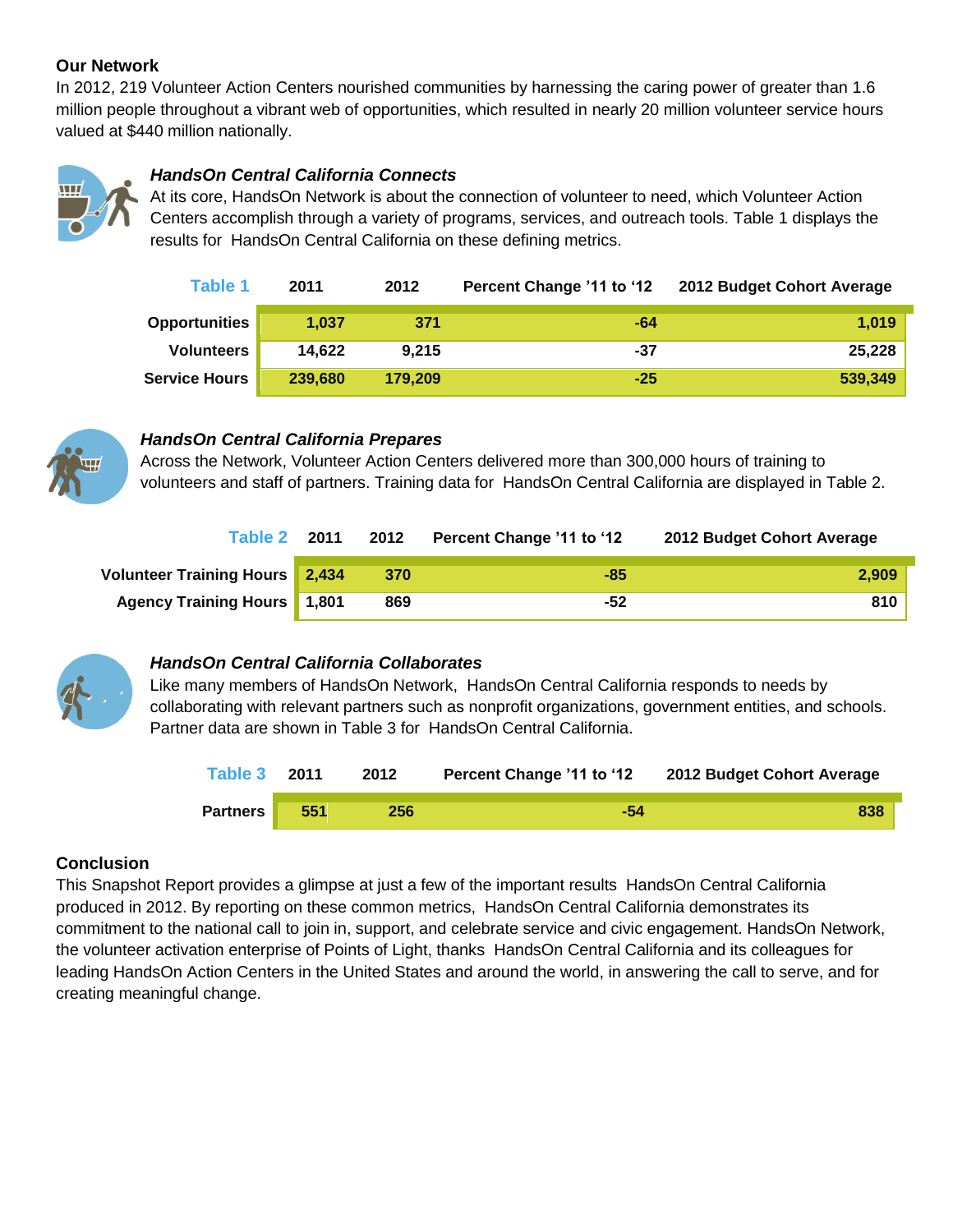## Our Network

In 2012, 219 Volunteer Action Centers nourished communities by harnessing the caring power of greater than 1.6 million people throughout a vibrant web of opportunities, which resulted in nearly 20 million volunteer service hours valued at $440 million nationally.

### *HandsOn Central California Connects*

At its core, HandsOn Network is about the connection of volunteer to need, which Volunteer Action Centers accomplish through a variety of programs, services, and outreach tools. Table 1 displays the results for HandsOn Central California on these defining metrics.

| Table 1 | 2011 | 2012 | Percent Change '11 to '12 | 2012 Budget Cohort Average |
|---|---|---|---|---|
| Opportunities | 1,037 | 371 | -64 | 1,019 |
| Volunteers | 14,622 | 9,215 | -37 | 25,228 |
| Service Hours | 239,680 | 179,209 | -25 | 539,349 |

### *HandsOn Central California Prepares*

Across the Network, Volunteer Action Centers delivered more than 300,000 hours of training to volunteers and staff of partners. Training data for HandsOn Central California are displayed in Table 2.

| Table 2 | 2011 | 2012 | Percent Change '11 to '12 | 2012 Budget Cohort Average |
|---|---|---|---|---|
| Volunteer Training Hours | 2,434 | 370 | -85 | 2,909 |
| Agency Training Hours | 1,801 | 869 | -52 | 810 |

### *HandsOn Central California Collaborates*

Like many members of HandsOn Network, HandsOn Central California responds to needs by collaborating with relevant partners such as nonprofit organizations, government entities, and schools. Partner data are shown in Table 3 for HandsOn Central California.

| Table 3 | 2011 | 2012 | Percent Change '11 to '12 | 2012 Budget Cohort Average |
|---|---|---|---|---|
| Partners | 551 | 256 | -54 | 838 |

## Conclusion

This Snapshot Report provides a glimpse at just a few of the important results HandsOn Central California produced in 2012. By reporting on these common metrics, HandsOn Central California demonstrates its commitment to the national call to join in, support, and celebrate service and civic engagement. HandsOn Network, the volunteer activation enterprise of Points of Light, thanks HandsOn Central California and its colleagues for leading HandsOn Action Centers in the United States and around the world, in answering the call to serve, and for creating meaningful change.